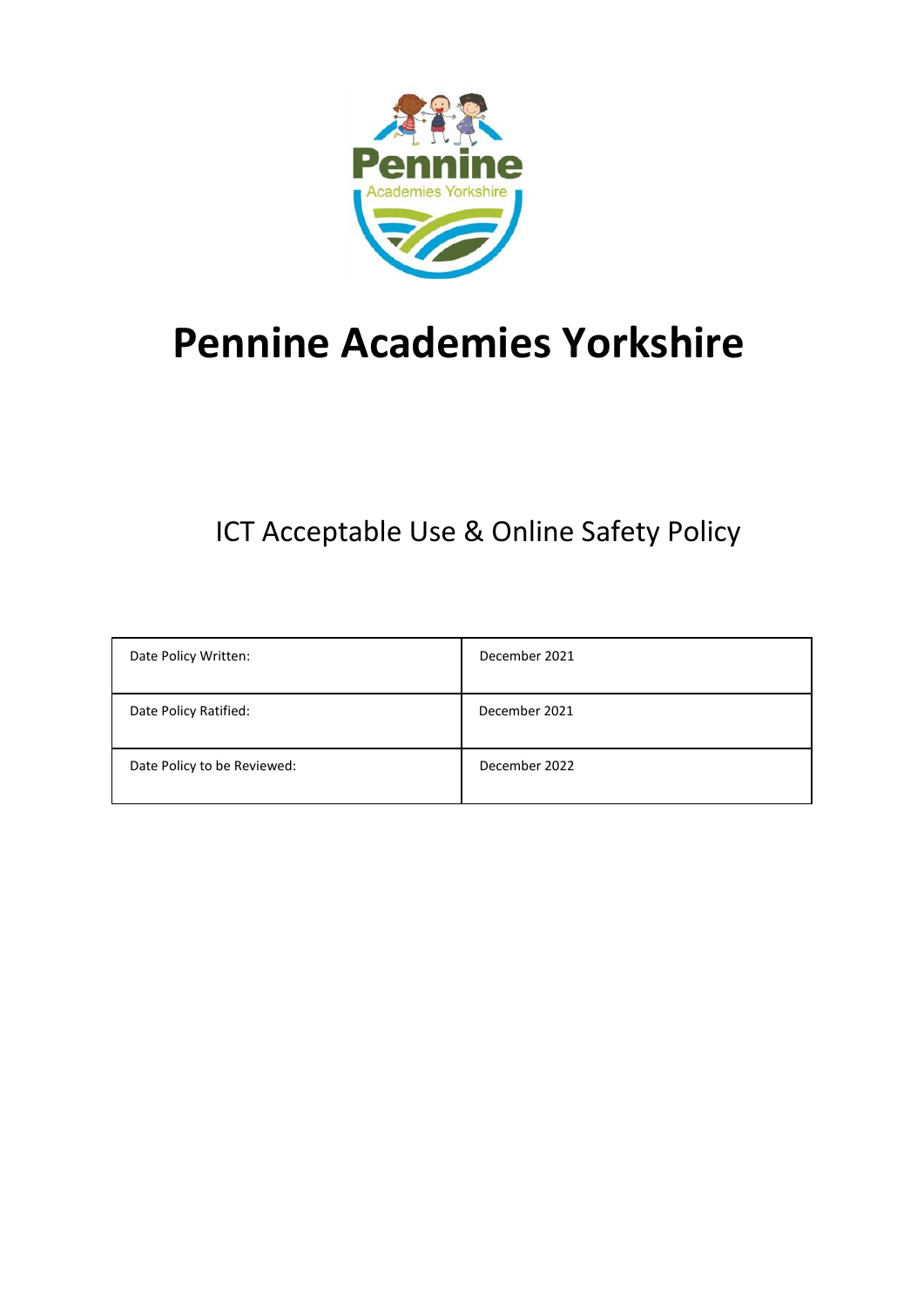# Pennine Academies Yorkshire

## ICT Acceptable Use & Online Safety Policy

| Date Policy Written: | December 2021 |
|---|---|
| Date Policy Ratified: | December 2021 |
| Date Policy to be Reviewed: | December 2022 |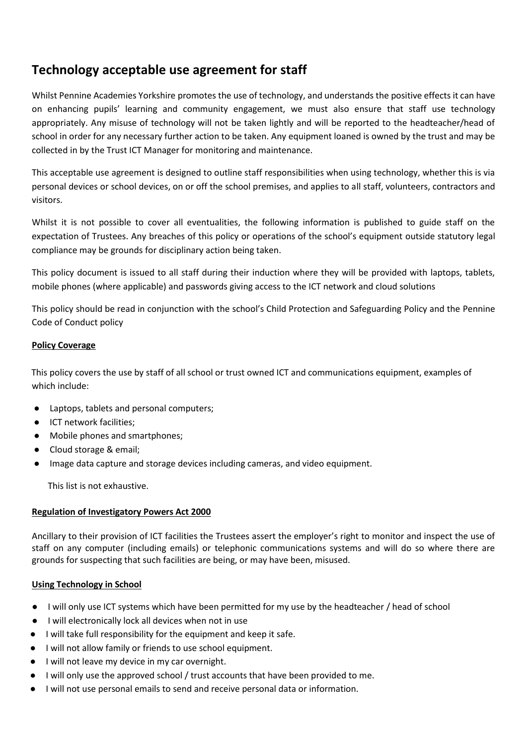## Technology acceptable use agreement for staff

Whilst Pennine Academies Yorkshire promotes the use of technology, and understands the positive effects it can have on enhancing pupils' learning and community engagement, we must also ensure that staff use technology appropriately. Any misuse of technology will not be taken lightly and will be reported to the headteacher/head of school in order for any necessary further action to be taken. Any equipment loaned is owned by the trust and may be collected in by the Trust ICT Manager for monitoring and maintenance.

This acceptable use agreement is designed to outline staff responsibilities when using technology, whether this is via personal devices or school devices, on or off the school premises, and applies to all staff, volunteers, contractors and visitors.

Whilst it is not possible to cover all eventualities, the following information is published to guide staff on the expectation of Trustees. Any breaches of this policy or operations of the school's equipment outside statutory legal compliance may be grounds for disciplinary action being taken.

This policy document is issued to all staff during their induction where they will be provided with laptops, tablets, mobile phones (where applicable) and passwords giving access to the ICT network and cloud solutions

This policy should be read in conjunction with the school's Child Protection and Safeguarding Policy and the Pennine Code of Conduct policy

**Policy Coverage**

This policy covers the use by staff of all school or trust owned ICT and communications equipment, examples of which include:

- Laptops, tablets and personal computers;
- ICT network facilities;
- Mobile phones and smartphones;
- Cloud storage & email;
- Image data capture and storage devices including cameras, and video equipment.

This list is not exhaustive.

**Regulation of Investigatory Powers Act 2000**

Ancillary to their provision of ICT facilities the Trustees assert the employer's right to monitor and inspect the use of staff on any computer (including emails) or telephonic communications systems and will do so where there are grounds for suspecting that such facilities are being, or may have been, misused.

**Using Technology in School**

- I will only use ICT systems which have been permitted for my use by the headteacher / head of school
- I will electronically lock all devices when not in use
- I will take full responsibility for the equipment and keep it safe.
- I will not allow family or friends to use school equipment.
- I will not leave my device in my car overnight.
- I will only use the approved school / trust accounts that have been provided to me.
- I will not use personal emails to send and receive personal data or information.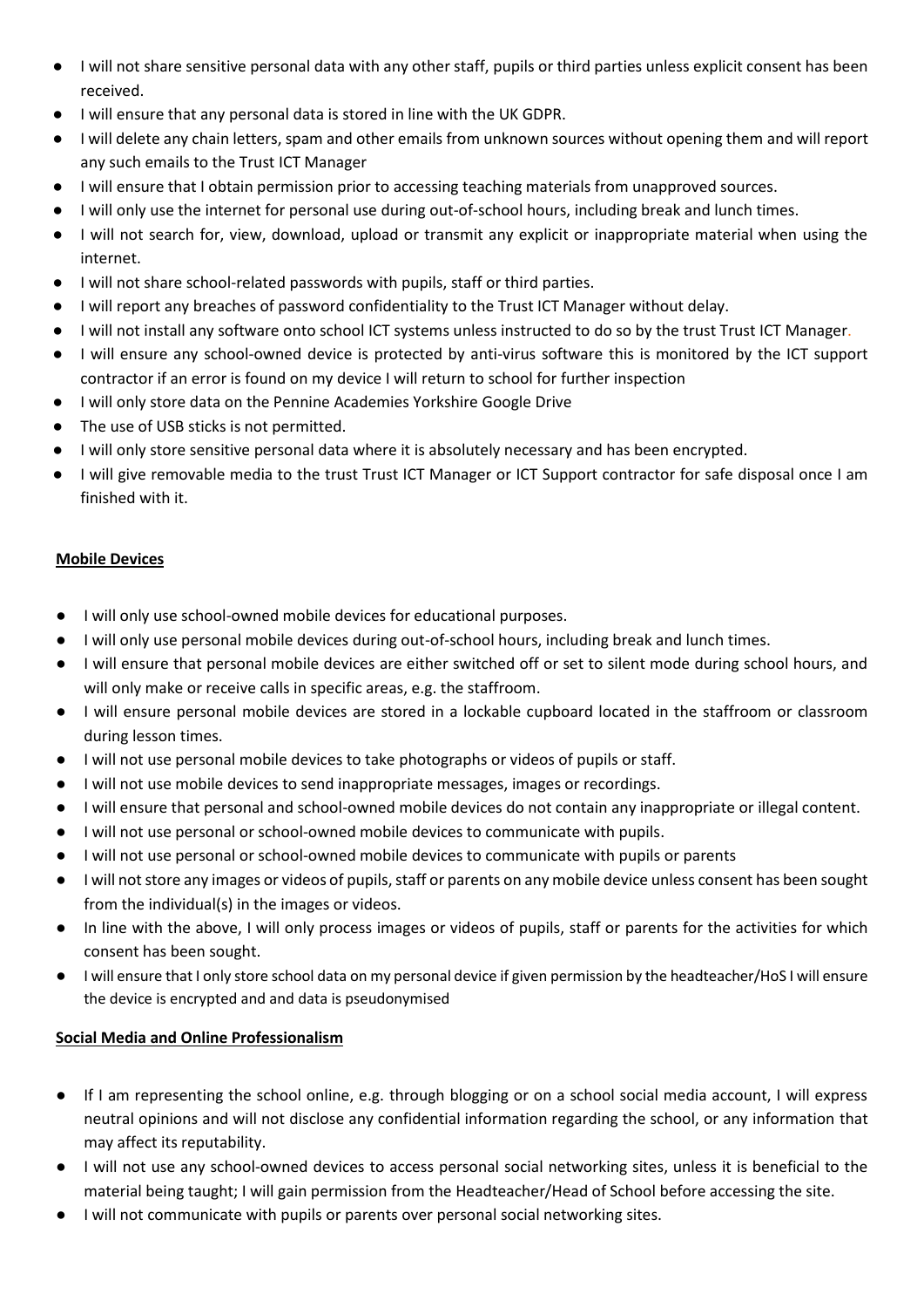- I will not share sensitive personal data with any other staff, pupils or third parties unless explicit consent has been received.
- I will ensure that any personal data is stored in line with the UK GDPR.
- I will delete any chain letters, spam and other emails from unknown sources without opening them and will report any such emails to the Trust ICT Manager
- I will ensure that I obtain permission prior to accessing teaching materials from unapproved sources.
- I will only use the internet for personal use during out-of-school hours, including break and lunch times.
- I will not search for, view, download, upload or transmit any explicit or inappropriate material when using the internet.
- I will not share school-related passwords with pupils, staff or third parties.
- I will report any breaches of password confidentiality to the Trust ICT Manager without delay.
- I will not install any software onto school ICT systems unless instructed to do so by the trust Trust ICT Manager.
- I will ensure any school-owned device is protected by anti-virus software this is monitored by the ICT support contractor if an error is found on my device I will return to school for further inspection
- I will only store data on the Pennine Academies Yorkshire Google Drive
- The use of USB sticks is not permitted.
- I will only store sensitive personal data where it is absolutely necessary and has been encrypted.
- I will give removable media to the trust Trust ICT Manager or ICT Support contractor for safe disposal once I am finished with it.

**Mobile Devices**

- I will only use school-owned mobile devices for educational purposes.
- I will only use personal mobile devices during out-of-school hours, including break and lunch times.
- I will ensure that personal mobile devices are either switched off or set to silent mode during school hours, and will only make or receive calls in specific areas, e.g. the staffroom.
- I will ensure personal mobile devices are stored in a lockable cupboard located in the staffroom or classroom during lesson times.
- I will not use personal mobile devices to take photographs or videos of pupils or staff.
- I will not use mobile devices to send inappropriate messages, images or recordings.
- I will ensure that personal and school-owned mobile devices do not contain any inappropriate or illegal content.
- I will not use personal or school-owned mobile devices to communicate with pupils.
- I will not use personal or school-owned mobile devices to communicate with pupils or parents
- I will not store any images or videos of pupils, staff or parents on any mobile device unless consent has been sought from the individual(s) in the images or videos.
- In line with the above, I will only process images or videos of pupils, staff or parents for the activities for which consent has been sought.
- I will ensure that I only store school data on my personal device if given permission by the headteacher/HoS I will ensure the device is encrypted and and data is pseudonymised

**Social Media and Online Professionalism**

- If I am representing the school online, e.g. through blogging or on a school social media account, I will express neutral opinions and will not disclose any confidential information regarding the school, or any information that may affect its reputability.
- I will not use any school-owned devices to access personal social networking sites, unless it is beneficial to the material being taught; I will gain permission from the Headteacher/Head of School before accessing the site.
- I will not communicate with pupils or parents over personal social networking sites.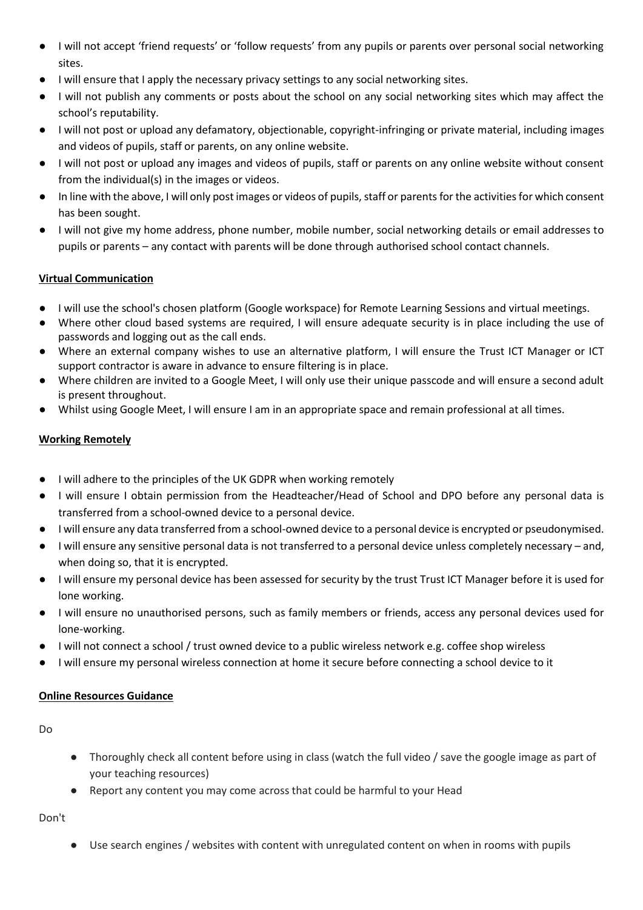- I will not accept 'friend requests' or 'follow requests' from any pupils or parents over personal social networking sites.
- I will ensure that I apply the necessary privacy settings to any social networking sites.
- I will not publish any comments or posts about the school on any social networking sites which may affect the school's reputability.
- I will not post or upload any defamatory, objectionable, copyright-infringing or private material, including images and videos of pupils, staff or parents, on any online website.
- I will not post or upload any images and videos of pupils, staff or parents on any online website without consent from the individual(s) in the images or videos.
- In line with the above, I will only post images or videos of pupils, staff or parents for the activities for which consent has been sought.
- I will not give my home address, phone number, mobile number, social networking details or email addresses to pupils or parents – any contact with parents will be done through authorised school contact channels.

**Virtual Communication**

- I will use the school's chosen platform (Google workspace) for Remote Learning Sessions and virtual meetings.
- Where other cloud based systems are required, I will ensure adequate security is in place including the use of passwords and logging out as the call ends.
- Where an external company wishes to use an alternative platform, I will ensure the Trust ICT Manager or ICT support contractor is aware in advance to ensure filtering is in place.
- Where children are invited to a Google Meet, I will only use their unique passcode and will ensure a second adult is present throughout.
- Whilst using Google Meet, I will ensure I am in an appropriate space and remain professional at all times.

**Working Remotely**

- I will adhere to the principles of the UK GDPR when working remotely
- I will ensure I obtain permission from the Headteacher/Head of School and DPO before any personal data is transferred from a school-owned device to a personal device.
- I will ensure any data transferred from a school-owned device to a personal device is encrypted or pseudonymised.
- I will ensure any sensitive personal data is not transferred to a personal device unless completely necessary – and, when doing so, that it is encrypted.
- I will ensure my personal device has been assessed for security by the trust Trust ICT Manager before it is used for lone working.
- I will ensure no unauthorised persons, such as family members or friends, access any personal devices used for lone-working.
- I will not connect a school / trust owned device to a public wireless network e.g. coffee shop wireless
- I will ensure my personal wireless connection at home it secure before connecting a school device to it

**Online Resources Guidance**

Do

- Thoroughly check all content before using in class (watch the full video / save the google image as part of your teaching resources)
- Report any content you may come across that could be harmful to your Head

Don't

- Use search engines / websites with content with unregulated content on when in rooms with pupils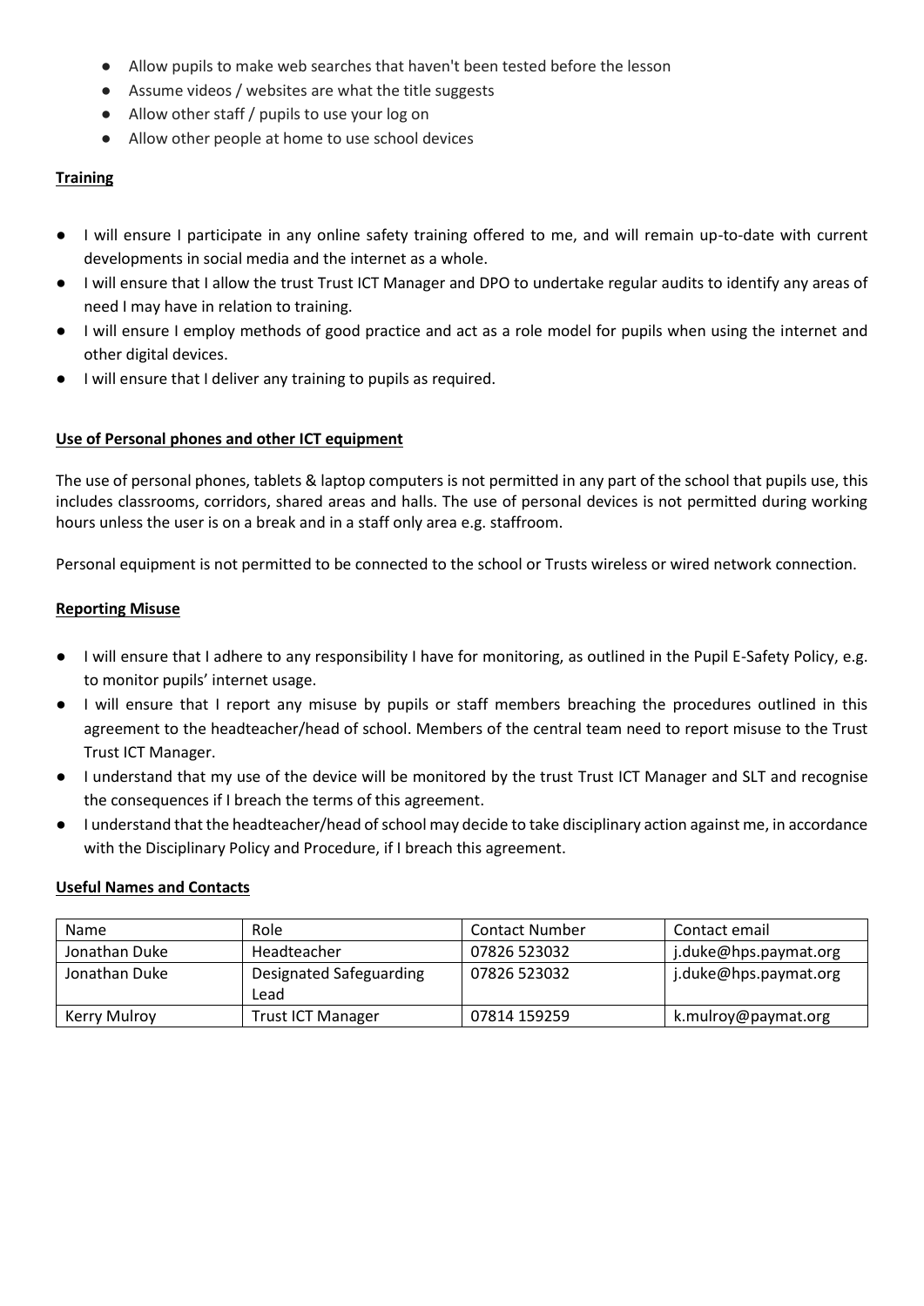- Allow pupils to make web searches that haven't been tested before the lesson
- Assume videos / websites are what the title suggests
- Allow other staff / pupils to use your log on
- Allow other people at home to use school devices

**Training**

- I will ensure I participate in any online safety training offered to me, and will remain up-to-date with current developments in social media and the internet as a whole.
- I will ensure that I allow the trust Trust ICT Manager and DPO to undertake regular audits to identify any areas of need I may have in relation to training.
- I will ensure I employ methods of good practice and act as a role model for pupils when using the internet and other digital devices.
- I will ensure that I deliver any training to pupils as required.

**Use of Personal phones and other ICT equipment**

The use of personal phones, tablets & laptop computers is not permitted in any part of the school that pupils use, this includes classrooms, corridors, shared areas and halls. The use of personal devices is not permitted during working hours unless the user is on a break and in a staff only area e.g. staffroom.

Personal equipment is not permitted to be connected to the school or Trusts wireless or wired network connection.

**Reporting Misuse**

- I will ensure that I adhere to any responsibility I have for monitoring, as outlined in the Pupil E-Safety Policy, e.g. to monitor pupils' internet usage.
- I will ensure that I report any misuse by pupils or staff members breaching the procedures outlined in this agreement to the headteacher/head of school. Members of the central team need to report misuse to the Trust Trust ICT Manager.
- I understand that my use of the device will be monitored by the trust Trust ICT Manager and SLT and recognise the consequences if I breach the terms of this agreement.
- I understand that the headteacher/head of school may decide to take disciplinary action against me, in accordance with the Disciplinary Policy and Procedure, if I breach this agreement.

**Useful Names and Contacts**

| Name | Role | Contact Number | Contact email |
| --- | --- | --- | --- |
| Jonathan Duke | Headteacher | 07826 523032 | j.duke@hps.paymat.org |
| Jonathan Duke | Designated Safeguarding Lead | 07826 523032 | j.duke@hps.paymat.org |
| Kerry Mulroy | Trust ICT Manager | 07814 159259 | k.mulroy@paymat.org |